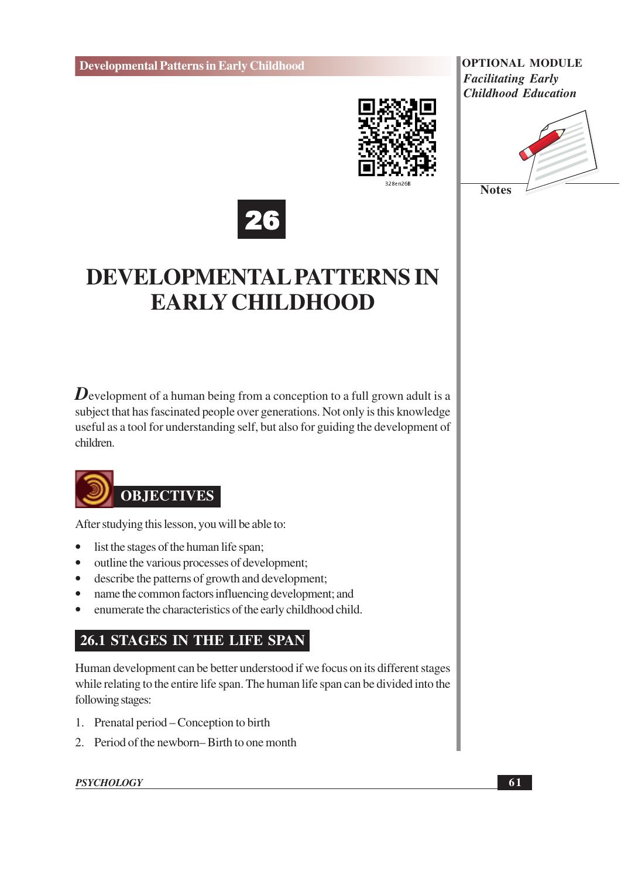# 26

# DEVELOPMENTAL PATTERNS IN EARLY CHILDHOOD

Development of a human being from a conception to a full grown adult is a subject that has fascinated people over generations. Not only is this knowledge useful as a tool for understanding self, but also for guiding the development of children.

## OBJECTIVES

After studying this lesson, you will be able to:

- list the stages of the human life span;
- outline the various processes of development;
- describe the patterns of growth and development;
- name the common factors influencing development; and
- enumerate the characteristics of the early childhood child.

## 26.1 STAGES IN THE LIFE SPAN

Human development can be better understood if we focus on its different stages while relating to the entire life span. The human life span can be divided into the following stages:

1. Prenatal period – Conception to birth
2. Period of the newborn– Birth to one month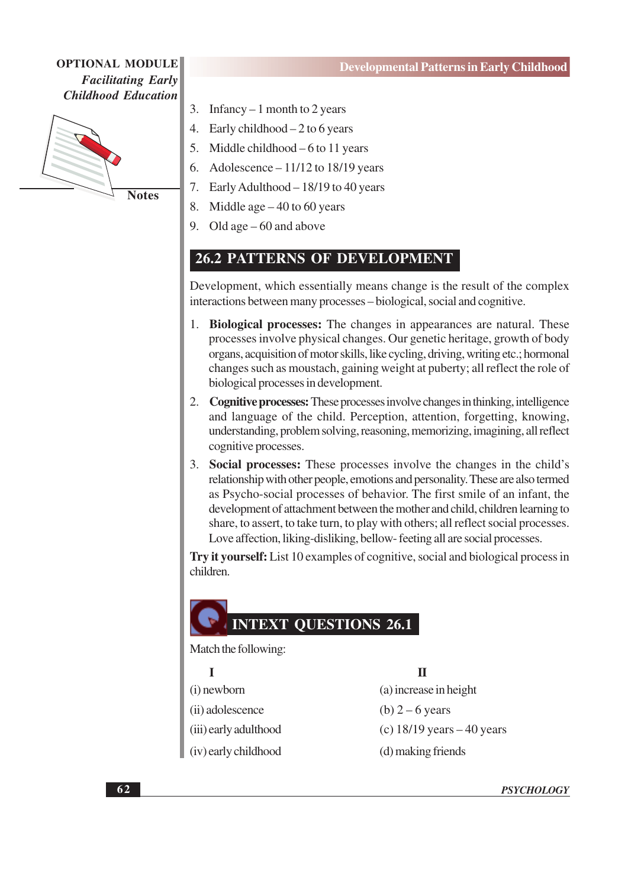3. Infancy – 1 month to 2 years
4. Early childhood – 2 to 6 years
5. Middle childhood – 6 to 11 years
6. Adolescence – 11/12 to 18/19 years
7. Early Adulthood – 18/19 to 40 years
8. Middle age – 40 to 60 years
9. Old age – 60 and above

## 26.2 PATTERNS OF DEVELOPMENT

Development, which essentially means change is the result of the complex interactions between many processes – biological, social and cognitive.

1. **Biological processes:** The changes in appearances are natural. These processes involve physical changes. Our genetic heritage, growth of body organs, acquisition of motor skills, like cycling, driving, writing etc.; hormonal changes such as moustach, gaining weight at puberty; all reflect the role of biological processes in development.
2. **Cognitive processes:** These processes involve changes in thinking, intelligence and language of the child. Perception, attention, forgetting, knowing, understanding, problem solving, reasoning, memorizing, imagining, all reflect cognitive processes.
3. **Social processes:** These processes involve the changes in the child's relationship with other people, emotions and personality. These are also termed as Psycho-social processes of behavior. The first smile of an infant, the development of attachment between the mother and child, children learning to share, to assert, to take turn, to play with others; all reflect social processes. Love affection, liking-disliking, bellow- feeting all are social processes.

**Try it yourself:** List 10 examples of cognitive, social and biological process in children.

## INTEXT QUESTIONS 26.1

Match the following:

| I | II |
|---|---|
| (i) newborn | (a) increase in height |
| (ii) adolescence | (b) 2 – 6 years |
| (iii) early adulthood | (c) 18/19 years – 40 years |
| (iv) early childhood | (d) making friends |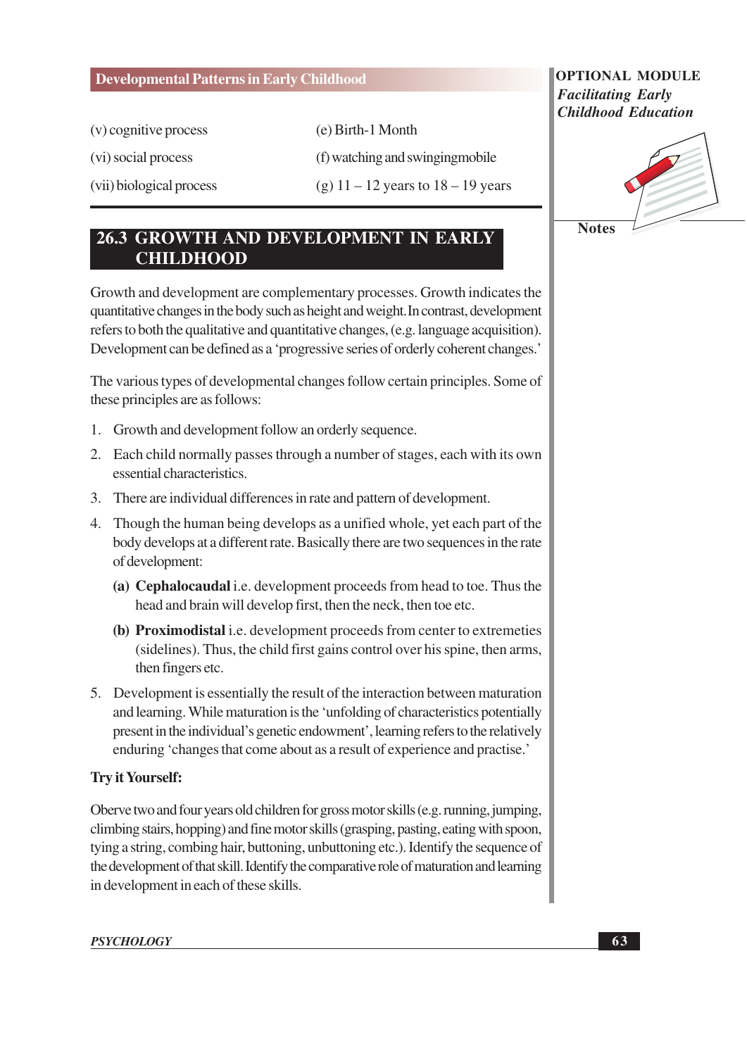| | |
|---|---|
| (v) cognitive process | (e) Birth-1 Month |
| (vi) social process | (f) watching and swingingmobile |
| (vii) biological process | (g) 11 – 12 years to 18 – 19 years |

## 26.3 GROWTH AND DEVELOPMENT IN EARLY CHILDHOOD

Growth and development are complementary processes. Growth indicates the quantitative changes in the body such as height and weight. In contrast, development refers to both the qualitative and quantitative changes, (e.g. language acquisition). Development can be defined as a 'progressive series of orderly coherent changes.'

The various types of developmental changes follow certain principles. Some of these principles are as follows:

1. Growth and development follow an orderly sequence.
2. Each child normally passes through a number of stages, each with its own essential characteristics.
3. There are individual differences in rate and pattern of development.
4. Though the human being develops as a unified whole, yet each part of the body develops at a different rate. Basically there are two sequences in the rate of development:
   - **(a) Cephalocaudal** i.e. development proceeds from head to toe. Thus the head and brain will develop first, then the neck, then toe etc.
   - **(b) Proximodistal** i.e. development proceeds from center to extremeties (sidelines). Thus, the child first gains control over his spine, then arms, then fingers etc.
5. Development is essentially the result of the interaction between maturation and learning. While maturation is the 'unfolding of characteristics potentially present in the individual's genetic endowment', learning refers to the relatively enduring 'changes that come about as a result of experience and practise.'

**Try it Yourself:**

Oberve two and four years old children for gross motor skills (e.g. running, jumping, climbing stairs, hopping) and fine motor skills (grasping, pasting, eating with spoon, tying a string, combing hair, buttoning, unbuttoning etc.). Identify the sequence of the development of that skill. Identify the comparative role of maturation and learning in development in each of these skills.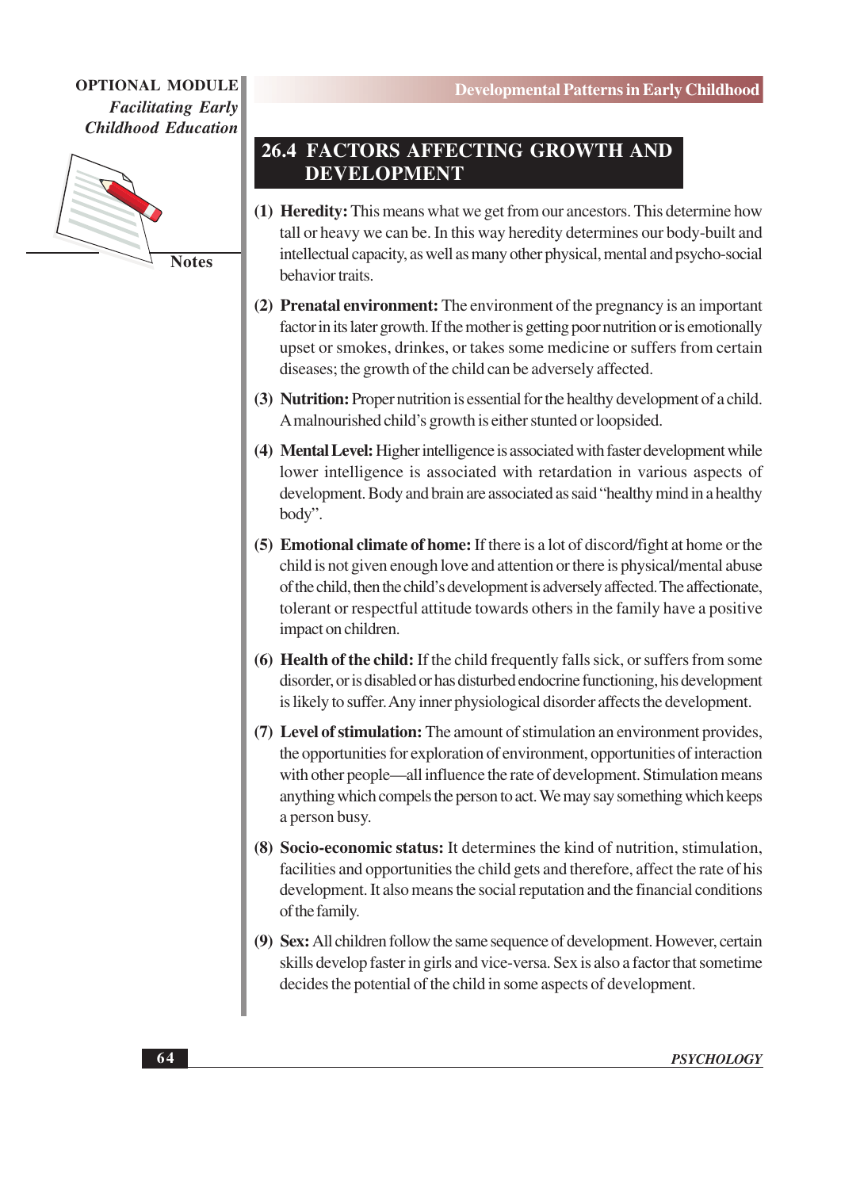## 26.4 FACTORS AFFECTING GROWTH AND DEVELOPMENT

**(1) Heredity:** This means what we get from our ancestors. This determine how tall or heavy we can be. In this way heredity determines our body-built and intellectual capacity, as well as many other physical, mental and psycho-social behavior traits.

**(2) Prenatal environment:** The environment of the pregnancy is an important factor in its later growth. If the mother is getting poor nutrition or is emotionally upset or smokes, drinkes, or takes some medicine or suffers from certain diseases; the growth of the child can be adversely affected.

**(3) Nutrition:** Proper nutrition is essential for the healthy development of a child. A malnourished child's growth is either stunted or loopsided.

**(4) Mental Level:** Higher intelligence is associated with faster development while lower intelligence is associated with retardation in various aspects of development. Body and brain are associated as said "healthy mind in a healthy body".

**(5) Emotional climate of home:** If there is a lot of discord/fight at home or the child is not given enough love and attention or there is physical/mental abuse of the child, then the child's development is adversely affected. The affectionate, tolerant or respectful attitude towards others in the family have a positive impact on children.

**(6) Health of the child:** If the child frequently falls sick, or suffers from some disorder, or is disabled or has disturbed endocrine functioning, his development is likely to suffer. Any inner physiological disorder affects the development.

**(7) Level of stimulation:** The amount of stimulation an environment provides, the opportunities for exploration of environment, opportunities of interaction with other people—all influence the rate of development. Stimulation means anything which compels the person to act. We may say something which keeps a person busy.

**(8) Socio-economic status:** It determines the kind of nutrition, stimulation, facilities and opportunities the child gets and therefore, affect the rate of his development. It also means the social reputation and the financial conditions of the family.

**(9) Sex:** All children follow the same sequence of development. However, certain skills develop faster in girls and vice-versa. Sex is also a factor that sometime decides the potential of the child in some aspects of development.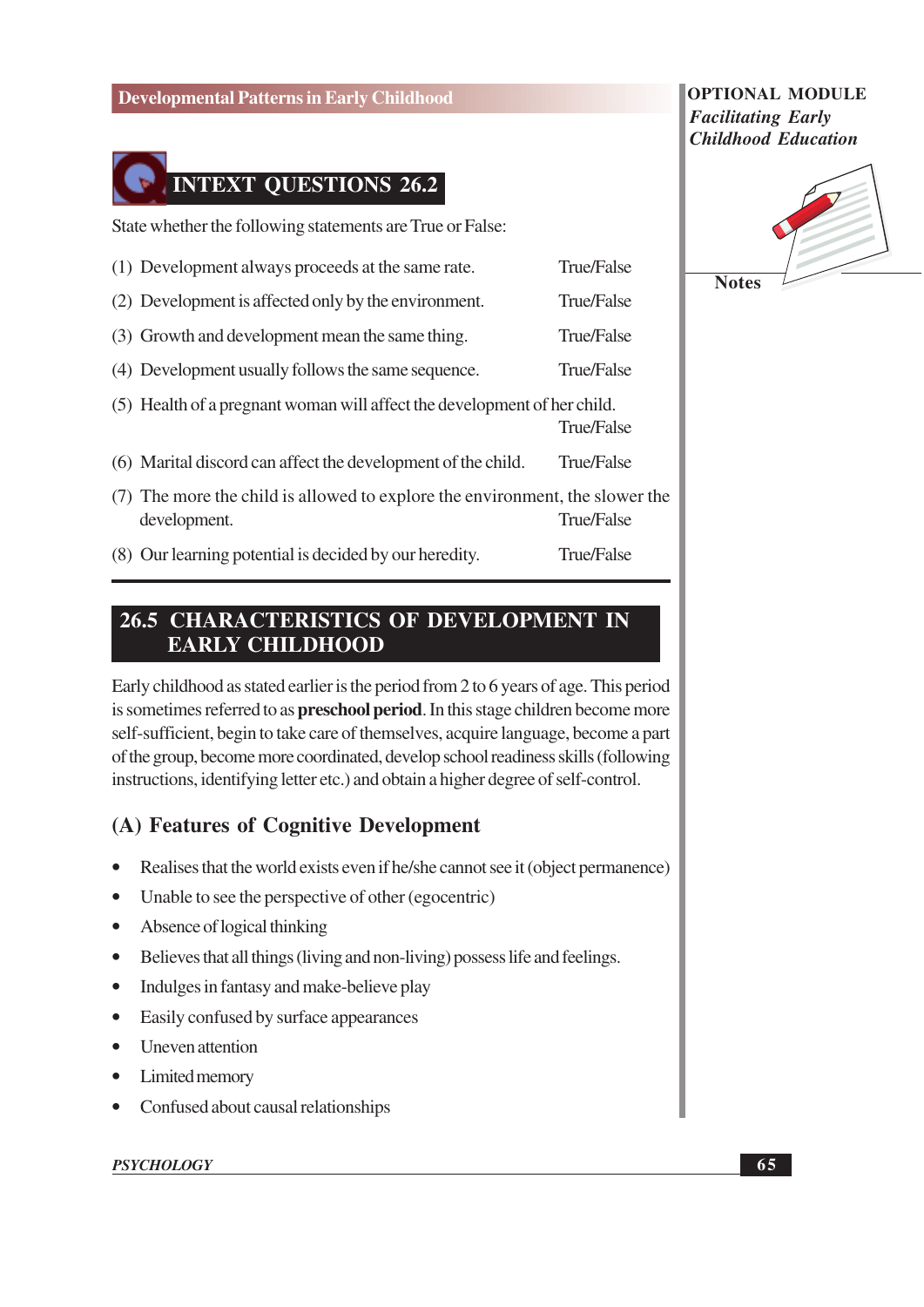## INTEXT QUESTIONS 26.2

State whether the following statements are True or False:

(1) Development always proceeds at the same rate. True/False

(2) Development is affected only by the environment. True/False

(3) Growth and development mean the same thing. True/False

(4) Development usually follows the same sequence. True/False

(5) Health of a pregnant woman will affect the development of her child. True/False

(6) Marital discord can affect the development of the child. True/False

(7) The more the child is allowed to explore the environment, the slower the development. True/False

(8) Our learning potential is decided by our heredity. True/False

## 26.5 CHARACTERISTICS OF DEVELOPMENT IN EARLY CHILDHOOD

Early childhood as stated earlier is the period from 2 to 6 years of age. This period is sometimes referred to as **preschool period**. In this stage children become more self-sufficient, begin to take care of themselves, acquire language, become a part of the group, become more coordinated, develop school readiness skills (following instructions, identifying letter etc.) and obtain a higher degree of self-control.

### (A) Features of Cognitive Development

- Realises that the world exists even if he/she cannot see it (object permanence)
- Unable to see the perspective of other (egocentric)
- Absence of logical thinking
- Believes that all things (living and non-living) possess life and feelings.
- Indulges in fantasy and make-believe play
- Easily confused by surface appearances
- Uneven attention
- Limited memory
- Confused about causal relationships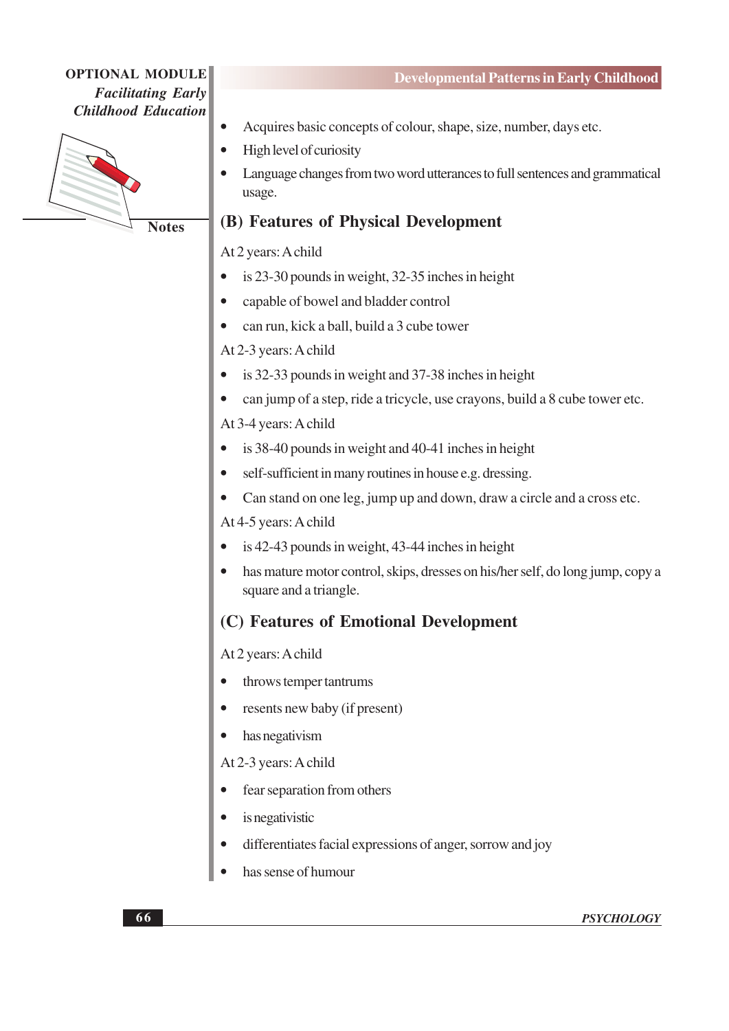- Acquires basic concepts of colour, shape, size, number, days etc.
- High level of curiosity
- Language changes from two word utterances to full sentences and grammatical usage.

## (B) Features of Physical Development

At 2 years: A child

- is 23-30 pounds in weight, 32-35 inches in height
- capable of bowel and bladder control
- can run, kick a ball, build a 3 cube tower

At 2-3 years: A child

- is 32-33 pounds in weight and 37-38 inches in height
- can jump of a step, ride a tricycle, use crayons, build a 8 cube tower etc.

At 3-4 years: A child

- is 38-40 pounds in weight and 40-41 inches in height
- self-sufficient in many routines in house e.g. dressing.
- Can stand on one leg, jump up and down, draw a circle and a cross etc.

At 4-5 years: A child

- is 42-43 pounds in weight, 43-44 inches in height
- has mature motor control, skips, dresses on his/her self, do long jump, copy a square and a triangle.

## (C) Features of Emotional Development

At 2 years: A child

- throws temper tantrums
- resents new baby (if present)
- has negativism

At 2-3 years: A child

- fear separation from others
- is negativistic
- differentiates facial expressions of anger, sorrow and joy
- has sense of humour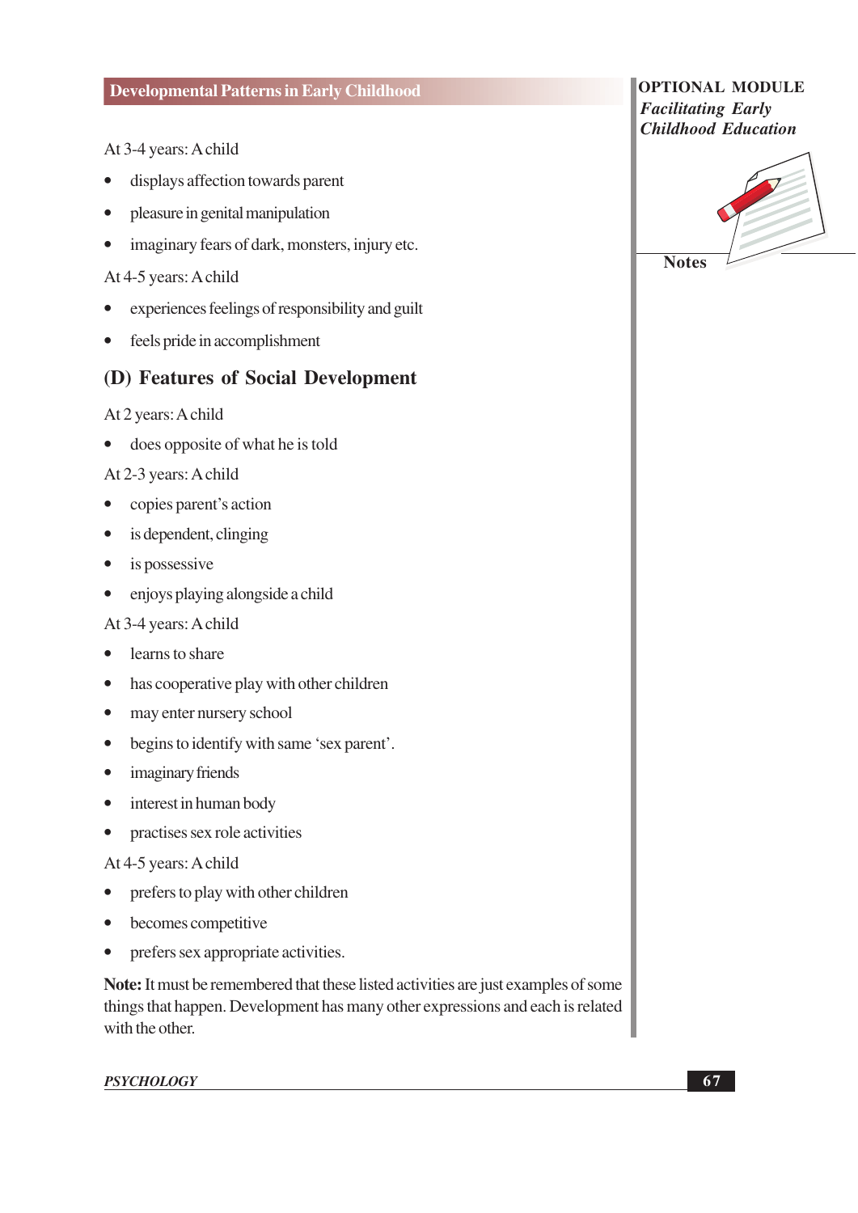At 3-4 years: A child

- displays affection towards parent
- pleasure in genital manipulation
- imaginary fears of dark, monsters, injury etc.

At 4-5 years: A child

- experiences feelings of responsibility and guilt
- feels pride in accomplishment

## (D) Features of Social Development

At 2 years: A child

- does opposite of what he is told

At 2-3 years: A child

- copies parent's action
- is dependent, clinging
- is possessive
- enjoys playing alongside a child

At 3-4 years: A child

- learns to share
- has cooperative play with other children
- may enter nursery school
- begins to identify with same 'sex parent'.
- imaginary friends
- interest in human body
- practises sex role activities

At 4-5 years: A child

- prefers to play with other children
- becomes competitive
- prefers sex appropriate activities.

**Note:** It must be remembered that these listed activities are just examples of some things that happen. Development has many other expressions and each is related with the other.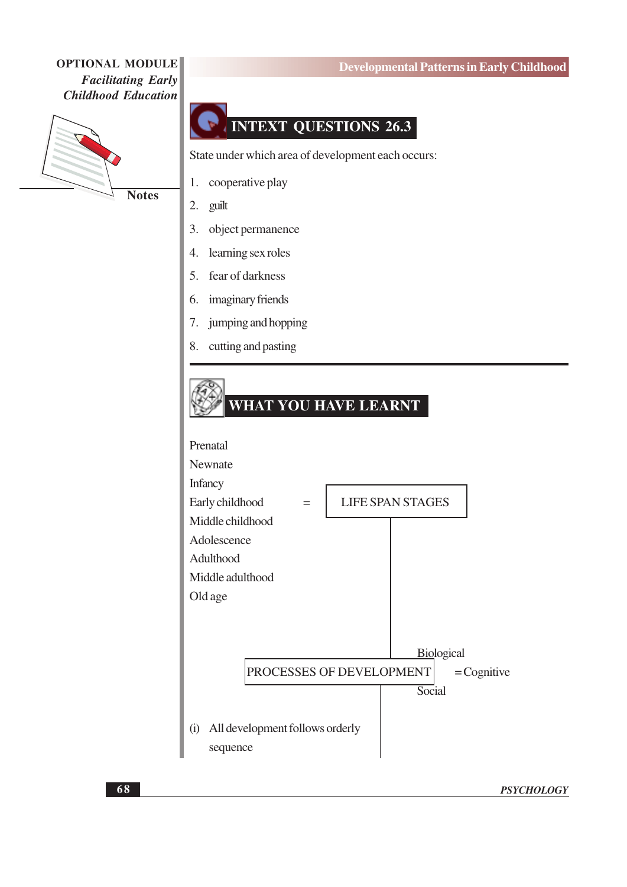## INTEXT QUESTIONS 26.3

State under which area of development each occurs:

1. cooperative play
2. guilt
3. object permanence
4. learning sex roles
5. fear of darkness
6. imaginary friends
7. jumping and hopping
8. cutting and pasting

## WHAT YOU HAVE LEARNT

Prenatal
Newnate
Infancy
Early childhood = LIFE SPAN STAGES
Middle childhood
Adolescence
Adulthood
Middle adulthood
Old age

PROCESSES OF DEVELOPMENT = Biological, Cognitive, Social

(i) All development follows orderly sequence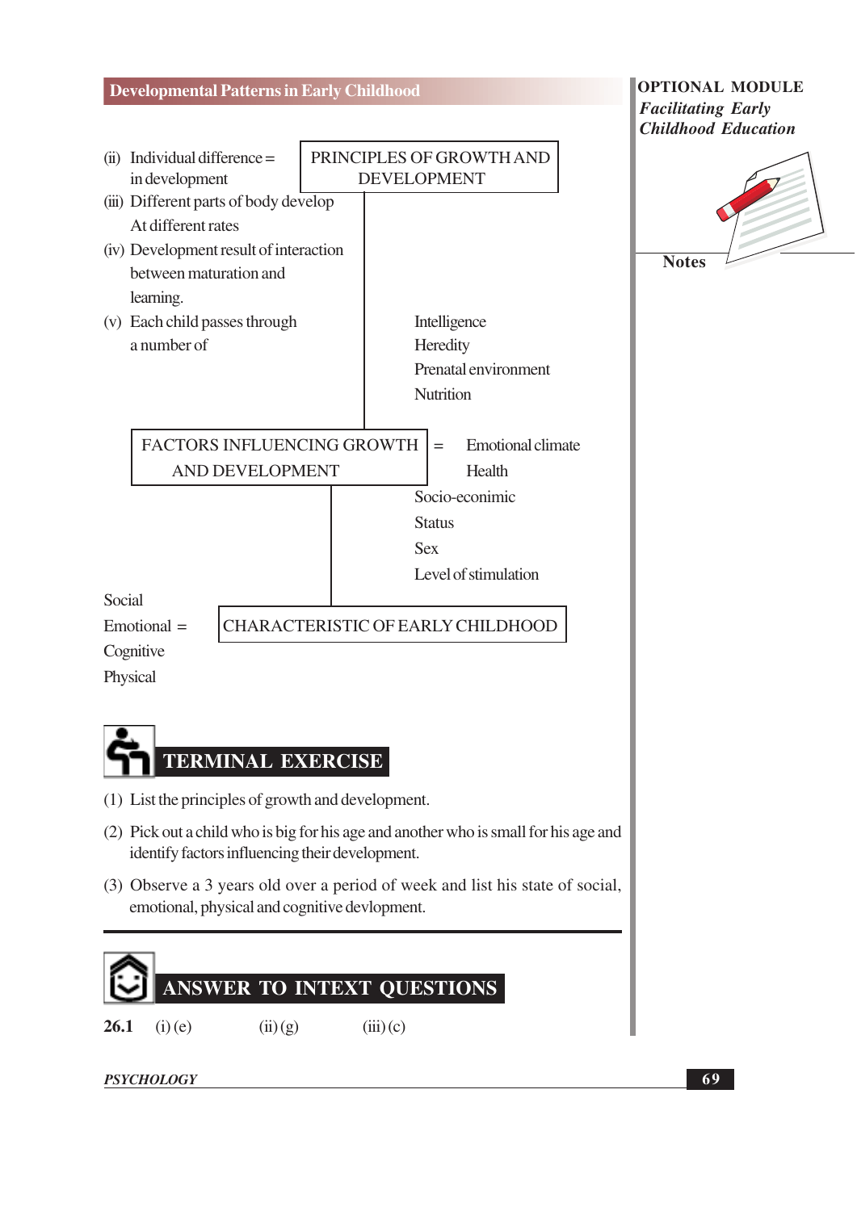(ii) Individual difference = in development

**PRINCIPLES OF GROWTH AND DEVELOPMENT**

(iii) Different parts of body develop At different rates

(iv) Development result of interaction between maturation and learning.

(v) Each child passes through a number of

Intelligence
Heredity
Prenatal environment
Nutrition

**FACTORS INFLUENCING GROWTH AND DEVELOPMENT** = Emotional climate
Health
Socio-econimic
Status
Sex
Level of stimulation

Social
Emotional =
Cognitive
Physical

**CHARACTERISTIC OF EARLY CHILDHOOD**

## TERMINAL EXERCISE

(1) List the principles of growth and development.

(2) Pick out a child who is big for his age and another who is small for his age and identify factors influencing their development.

(3) Observe a 3 years old over a period of week and list his state of social, emotional, physical and cognitive devlopment.

## ANSWER TO INTEXT QUESTIONS

**26.1** (i) (e) (ii) (g) (iii) (c)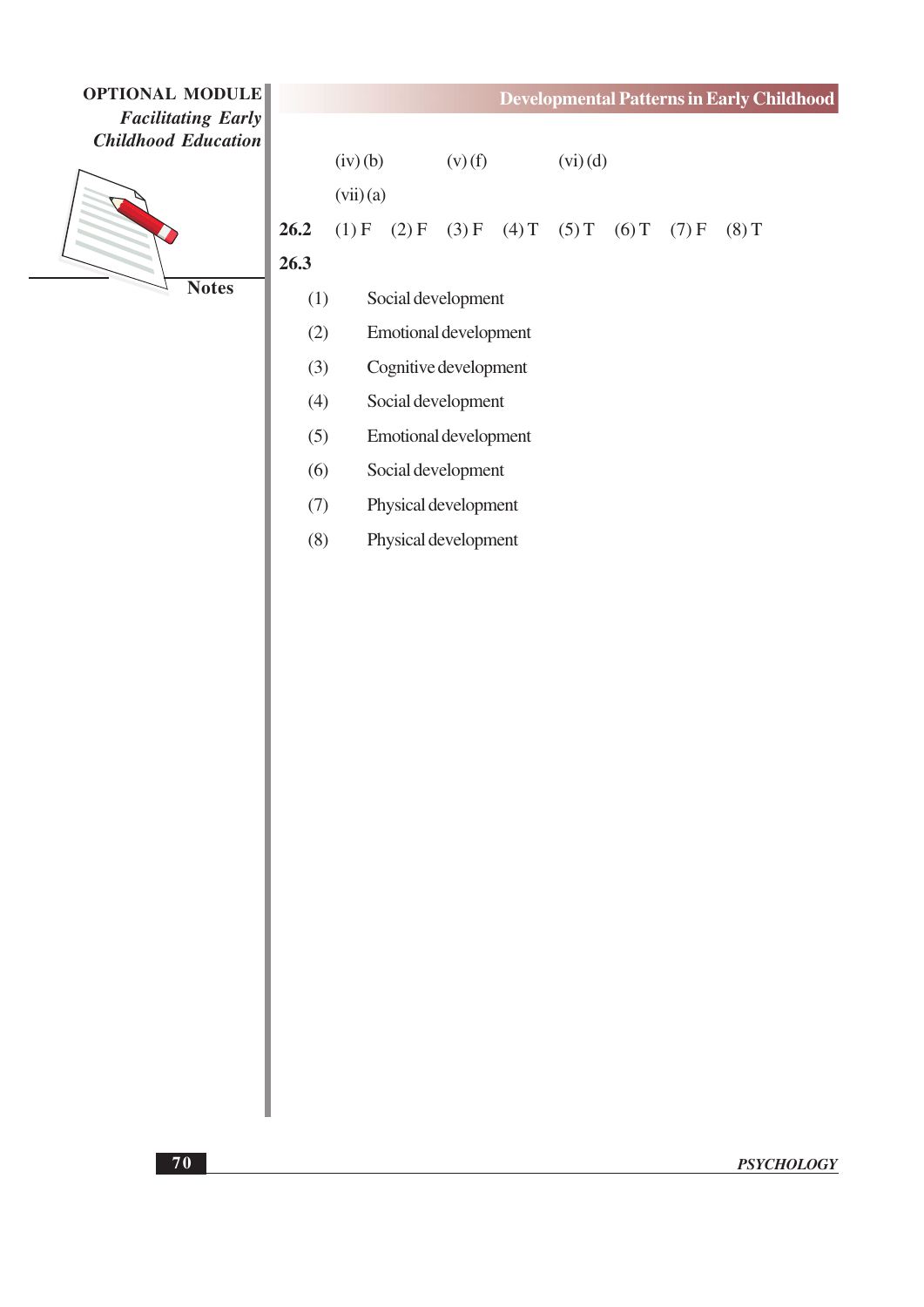(iv) (b) (v) (f) (vi) (d)

(vii) (a)

**26.2** (1) F (2) F (3) F (4) T (5) T (6) T (7) F (8) T

**26.3**

(1) Social development

(2) Emotional development

(3) Cognitive development

(4) Social development

(5) Emotional development

(6) Social development

(7) Physical development

(8) Physical development